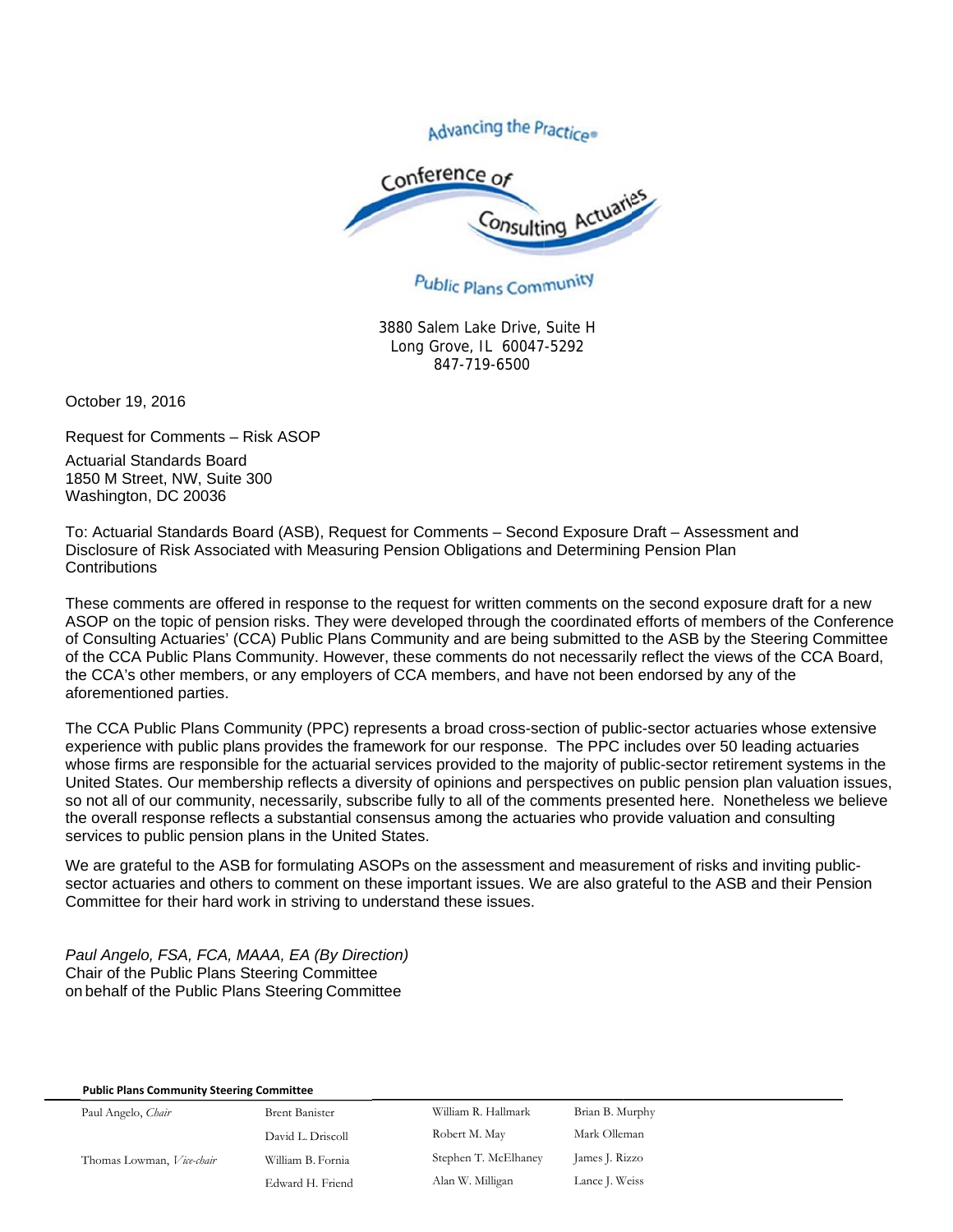Advancing the Practice®

Conference of Consulting Actuaries

Public Plans Community

3880 Salem Lake Drive, Suite H
Long Grove, IL 60047-5292
847-719-6500

October 19, 2016

Request for Comments – Risk ASOP

Actuarial Standards Board
1850 M Street, NW, Suite 300
Washington, DC 20036

To: Actuarial Standards Board (ASB), Request for Comments – Second Exposure Draft – Assessment and Disclosure of Risk Associated with Measuring Pension Obligations and Determining Pension Plan Contributions

These comments are offered in response to the request for written comments on the second exposure draft for a new ASOP on the topic of pension risks. They were developed through the coordinated efforts of members of the Conference of Consulting Actuaries' (CCA) Public Plans Community and are being submitted to the ASB by the Steering Committee of the CCA Public Plans Community. However, these comments do not necessarily reflect the views of the CCA Board, the CCA's other members, or any employers of CCA members, and have not been endorsed by any of the aforementioned parties.

The CCA Public Plans Community (PPC) represents a broad cross-section of public-sector actuaries whose extensive experience with public plans provides the framework for our response. The PPC includes over 50 leading actuaries whose firms are responsible for the actuarial services provided to the majority of public-sector retirement systems in the United States. Our membership reflects a diversity of opinions and perspectives on public pension plan valuation issues, so not all of our community, necessarily, subscribe fully to all of the comments presented here. Nonetheless we believe the overall response reflects a substantial consensus among the actuaries who provide valuation and consulting services to public pension plans in the United States.

We are grateful to the ASB for formulating ASOPs on the assessment and measurement of risks and inviting public-sector actuaries and others to comment on these important issues. We are also grateful to the ASB and their Pension Committee for their hard work in striving to understand these issues.

*Paul Angelo, FSA, FCA, MAAA, EA (By Direction)*
Chair of the Public Plans Steering Committee
on behalf of the Public Plans Steering Committee

**Public Plans Community Steering Committee**

| | | | |
|---|---|---|---|
| Paul Angelo, *Chair* | Brent Banister | William R. Hallmark | Brian B. Murphy |
| | David L. Driscoll | Robert M. May | Mark Olleman |
| Thomas Lowman, *Vice-chair* | William B. Fornia | Stephen T. McElhaney | James J. Rizzo |
| | Edward H. Friend | Alan W. Milligan | Lance J. Weiss |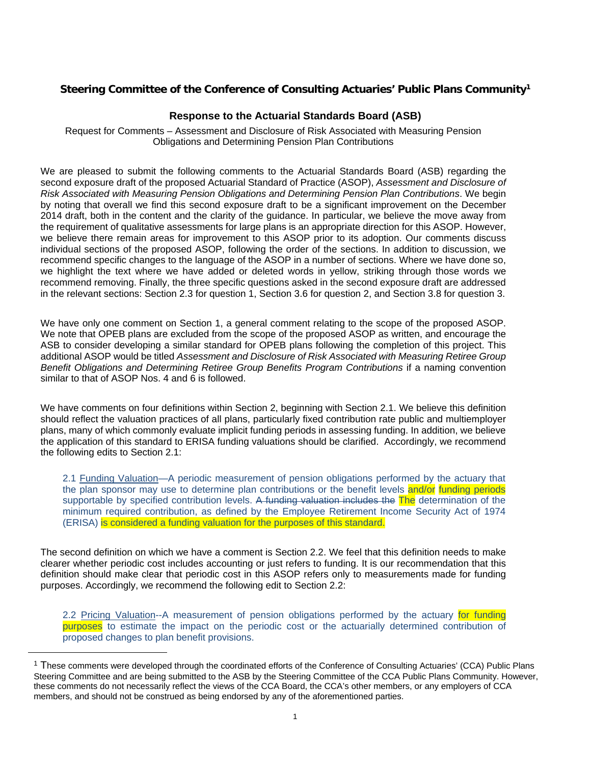**Steering Committee of the Conference of Consulting Actuaries' Public Plans Community**[1]

**Response to the Actuarial Standards Board (ASB)**

Request for Comments – Assessment and Disclosure of Risk Associated with Measuring Pension Obligations and Determining Pension Plan Contributions

We are pleased to submit the following comments to the Actuarial Standards Board (ASB) regarding the second exposure draft of the proposed Actuarial Standard of Practice (ASOP), *Assessment and Disclosure of Risk Associated with Measuring Pension Obligations and Determining Pension Plan Contributions*. We begin by noting that overall we find this second exposure draft to be a significant improvement on the December 2014 draft, both in the content and the clarity of the guidance. In particular, we believe the move away from the requirement of qualitative assessments for large plans is an appropriate direction for this ASOP. However, we believe there remain areas for improvement to this ASOP prior to its adoption. Our comments discuss individual sections of the proposed ASOP, following the order of the sections. In addition to discussion, we recommend specific changes to the language of the ASOP in a number of sections. Where we have done so, we highlight the text where we have added or deleted words in yellow, striking through those words we recommend removing. Finally, the three specific questions asked in the second exposure draft are addressed in the relevant sections: Section 2.3 for question 1, Section 3.6 for question 2, and Section 3.8 for question 3.

We have only one comment on Section 1, a general comment relating to the scope of the proposed ASOP. We note that OPEB plans are excluded from the scope of the proposed ASOP as written, and encourage the ASB to consider developing a similar standard for OPEB plans following the completion of this project. This additional ASOP would be titled *Assessment and Disclosure of Risk Associated with Measuring Retiree Group Benefit Obligations and Determining Retiree Group Benefits Program Contributions* if a naming convention similar to that of ASOP Nos. 4 and 6 is followed.

We have comments on four definitions within Section 2, beginning with Section 2.1. We believe this definition should reflect the valuation practices of all plans, particularly fixed contribution rate public and multiemployer plans, many of which commonly evaluate implicit funding periods in assessing funding. In addition, we believe the application of this standard to ERISA funding valuations should be clarified. Accordingly, we recommend the following edits to Section 2.1:

> 2.1 Funding Valuation—A periodic measurement of pension obligations performed by the actuary that the plan sponsor may use to determine plan contributions or the benefit levels and/or funding periods supportable by specified contribution levels. ~~A funding valuation includes the~~ The determination of the minimum required contribution, as defined by the Employee Retirement Income Security Act of 1974 (ERISA) is considered a funding valuation for the purposes of this standard.

The second definition on which we have a comment is Section 2.2. We feel that this definition needs to make clearer whether periodic cost includes accounting or just refers to funding. It is our recommendation that this definition should make clear that periodic cost in this ASOP refers only to measurements made for funding purposes. Accordingly, we recommend the following edit to Section 2.2:

> 2.2 Pricing Valuation--A measurement of pension obligations performed by the actuary for funding purposes to estimate the impact on the periodic cost or the actuarially determined contribution of proposed changes to plan benefit provisions.

[1] These comments were developed through the coordinated efforts of the Conference of Consulting Actuaries' (CCA) Public Plans Steering Committee and are being submitted to the ASB by the Steering Committee of the CCA Public Plans Community. However, these comments do not necessarily reflect the views of the CCA Board, the CCA's other members, or any employers of CCA members, and should not be construed as being endorsed by any of the aforementioned parties.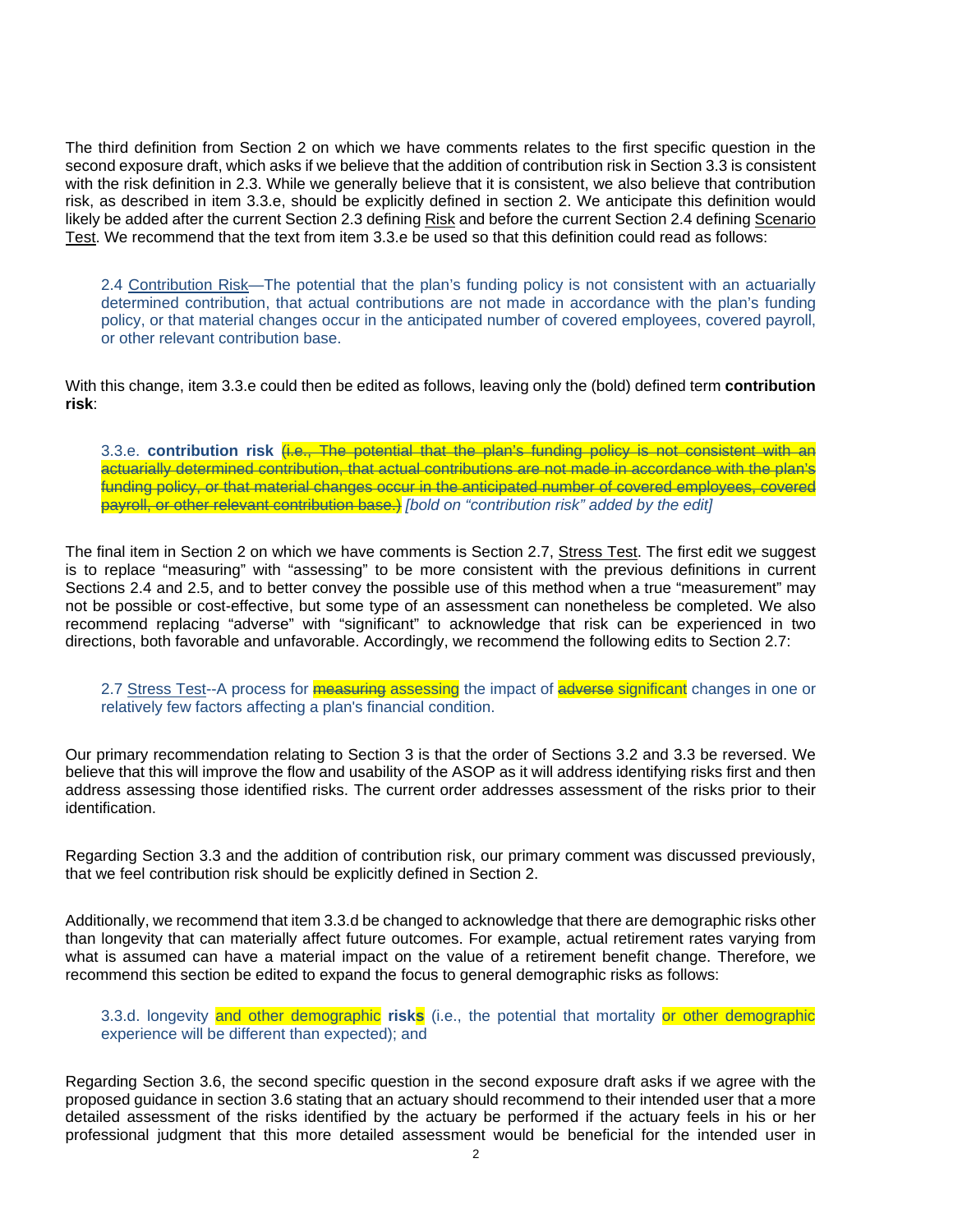The third definition from Section 2 on which we have comments relates to the first specific question in the second exposure draft, which asks if we believe that the addition of contribution risk in Section 3.3 is consistent with the risk definition in 2.3. While we generally believe that it is consistent, we also believe that contribution risk, as described in item 3.3.e, should be explicitly defined in section 2. We anticipate this definition would likely be added after the current Section 2.3 defining Risk and before the current Section 2.4 defining Scenario Test. We recommend that the text from item 3.3.e be used so that this definition could read as follows:

> 2.4 Contribution Risk—The potential that the plan's funding policy is not consistent with an actuarially determined contribution, that actual contributions are not made in accordance with the plan's funding policy, or that material changes occur in the anticipated number of covered employees, covered payroll, or other relevant contribution base.

With this change, item 3.3.e could then be edited as follows, leaving only the (bold) defined term **contribution risk**:

> 3.3.e. **contribution risk** ~~(i.e., The potential that the plan's funding policy is not consistent with an actuarially determined contribution, that actual contributions are not made in accordance with the plan's funding policy, or that material changes occur in the anticipated number of covered employees, covered payroll, or other relevant contribution base.)~~ *[bold on "contribution risk" added by the edit]*

The final item in Section 2 on which we have comments is Section 2.7, Stress Test. The first edit we suggest is to replace "measuring" with "assessing" to be more consistent with the previous definitions in current Sections 2.4 and 2.5, and to better convey the possible use of this method when a true "measurement" may not be possible or cost-effective, but some type of an assessment can nonetheless be completed. We also recommend replacing "adverse" with "significant" to acknowledge that risk can be experienced in two directions, both favorable and unfavorable. Accordingly, we recommend the following edits to Section 2.7:

> 2.7 Stress Test--A process for ~~measuring~~ assessing the impact of ~~adverse~~ significant changes in one or relatively few factors affecting a plan's financial condition.

Our primary recommendation relating to Section 3 is that the order of Sections 3.2 and 3.3 be reversed. We believe that this will improve the flow and usability of the ASOP as it will address identifying risks first and then address assessing those identified risks. The current order addresses assessment of the risks prior to their identification.

Regarding Section 3.3 and the addition of contribution risk, our primary comment was discussed previously, that we feel contribution risk should be explicitly defined in Section 2.

Additionally, we recommend that item 3.3.d be changed to acknowledge that there are demographic risks other than longevity that can materially affect future outcomes. For example, actual retirement rates varying from what is assumed can have a material impact on the value of a retirement benefit change. Therefore, we recommend this section be edited to expand the focus to general demographic risks as follows:

> 3.3.d. longevity and other demographic risk**s** (i.e., the potential that mortality or other demographic experience will be different than expected); and

Regarding Section 3.6, the second specific question in the second exposure draft asks if we agree with the proposed guidance in section 3.6 stating that an actuary should recommend to their intended user that a more detailed assessment of the risks identified by the actuary be performed if the actuary feels in his or her professional judgment that this more detailed assessment would be beneficial for the intended user in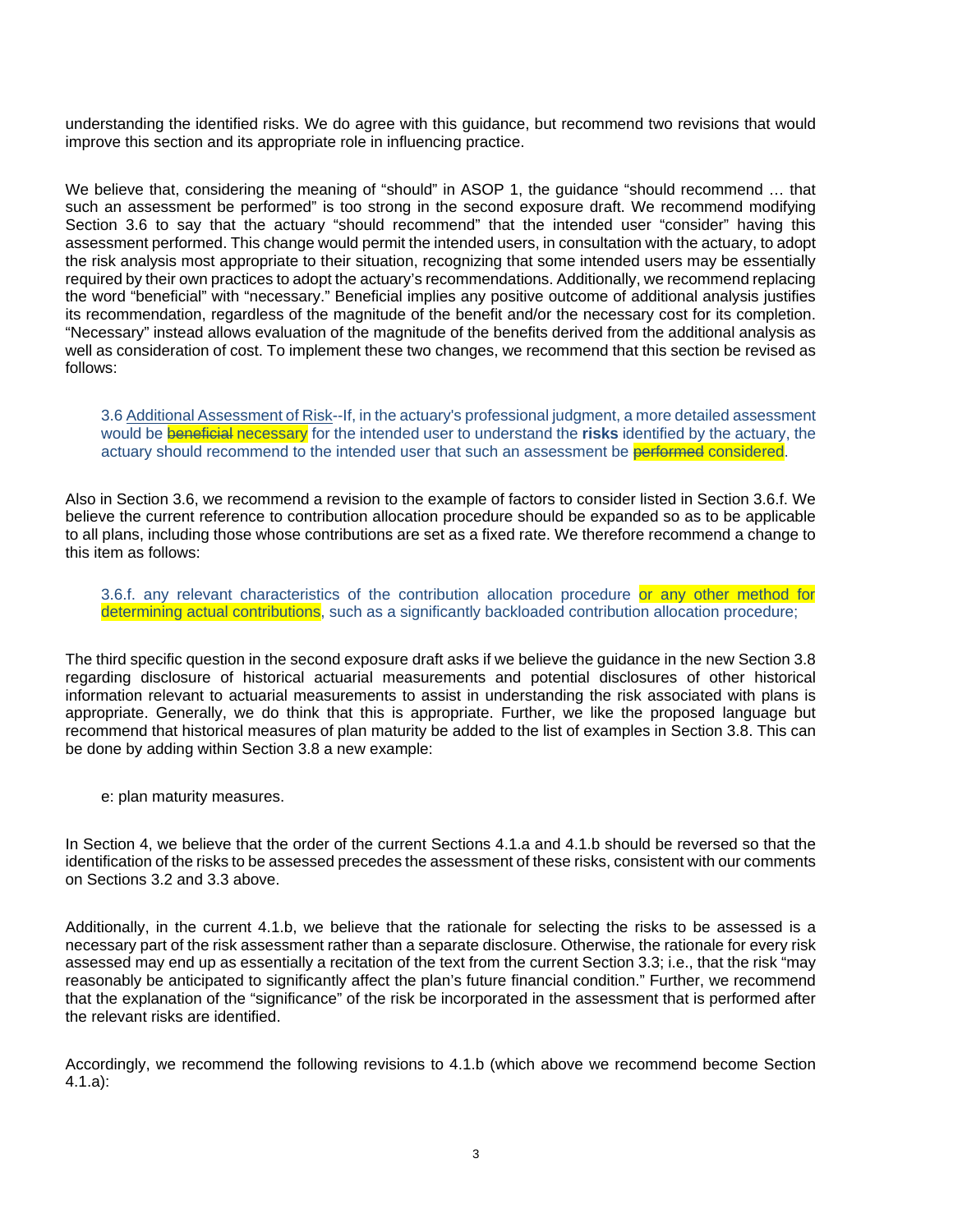understanding the identified risks. We do agree with this guidance, but recommend two revisions that would improve this section and its appropriate role in influencing practice.

We believe that, considering the meaning of "should" in ASOP 1, the guidance "should recommend … that such an assessment be performed" is too strong in the second exposure draft. We recommend modifying Section 3.6 to say that the actuary "should recommend" that the intended user "consider" having this assessment performed. This change would permit the intended users, in consultation with the actuary, to adopt the risk analysis most appropriate to their situation, recognizing that some intended users may be essentially required by their own practices to adopt the actuary's recommendations. Additionally, we recommend replacing the word "beneficial" with "necessary." Beneficial implies any positive outcome of additional analysis justifies its recommendation, regardless of the magnitude of the benefit and/or the necessary cost for its completion. "Necessary" instead allows evaluation of the magnitude of the benefits derived from the additional analysis as well as consideration of cost. To implement these two changes, we recommend that this section be revised as follows:

> 3.6 Additional Assessment of Risk--If, in the actuary's professional judgment, a more detailed assessment would be ~~beneficial~~ necessary for the intended user to understand the **risks** identified by the actuary, the actuary should recommend to the intended user that such an assessment be ~~performed~~ considered.

Also in Section 3.6, we recommend a revision to the example of factors to consider listed in Section 3.6.f. We believe the current reference to contribution allocation procedure should be expanded so as to be applicable to all plans, including those whose contributions are set as a fixed rate. We therefore recommend a change to this item as follows:

> 3.6.f. any relevant characteristics of the contribution allocation procedure or any other method for determining actual contributions, such as a significantly backloaded contribution allocation procedure;

The third specific question in the second exposure draft asks if we believe the guidance in the new Section 3.8 regarding disclosure of historical actuarial measurements and potential disclosures of other historical information relevant to actuarial measurements to assist in understanding the risk associated with plans is appropriate. Generally, we do think that this is appropriate. Further, we like the proposed language but recommend that historical measures of plan maturity be added to the list of examples in Section 3.8. This can be done by adding within Section 3.8 a new example:

> e: plan maturity measures.

In Section 4, we believe that the order of the current Sections 4.1.a and 4.1.b should be reversed so that the identification of the risks to be assessed precedes the assessment of these risks, consistent with our comments on Sections 3.2 and 3.3 above.

Additionally, in the current 4.1.b, we believe that the rationale for selecting the risks to be assessed is a necessary part of the risk assessment rather than a separate disclosure. Otherwise, the rationale for every risk assessed may end up as essentially a recitation of the text from the current Section 3.3; i.e., that the risk "may reasonably be anticipated to significantly affect the plan's future financial condition." Further, we recommend that the explanation of the "significance" of the risk be incorporated in the assessment that is performed after the relevant risks are identified.

Accordingly, we recommend the following revisions to 4.1.b (which above we recommend become Section 4.1.a):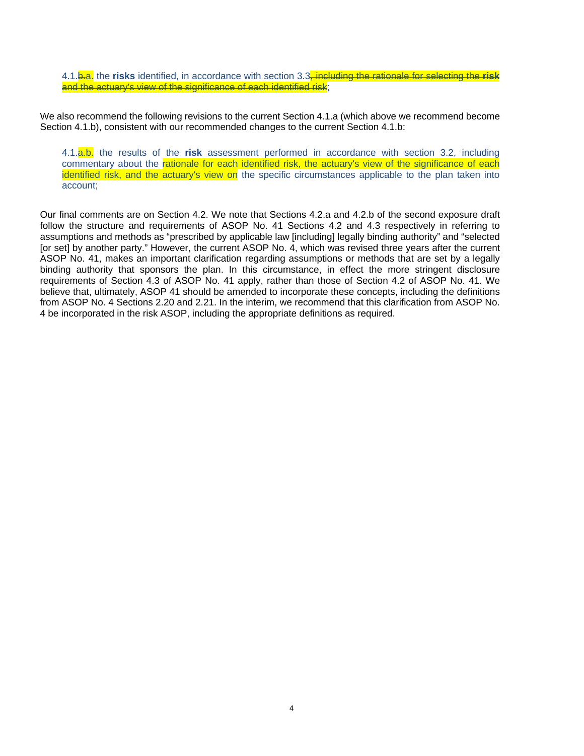4.1.~~b.~~a. the **risks** identified, in accordance with section 3.3~~, including the rationale for selecting the **risk** and the actuary's view of the significance of each identified risk~~;

We also recommend the following revisions to the current Section 4.1.a (which above we recommend become Section 4.1.b), consistent with our recommended changes to the current Section 4.1.b:

4.1.~~a.~~b. the results of the **risk** assessment performed in accordance with section 3.2, including commentary about the rationale for each identified risk, the actuary's view of the significance of each identified risk, and the actuary's view on the specific circumstances applicable to the plan taken into account;

Our final comments are on Section 4.2. We note that Sections 4.2.a and 4.2.b of the second exposure draft follow the structure and requirements of ASOP No. 41 Sections 4.2 and 4.3 respectively in referring to assumptions and methods as "prescribed by applicable law [including] legally binding authority" and "selected [or set] by another party." However, the current ASOP No. 4, which was revised three years after the current ASOP No. 41, makes an important clarification regarding assumptions or methods that are set by a legally binding authority that sponsors the plan. In this circumstance, in effect the more stringent disclosure requirements of Section 4.3 of ASOP No. 41 apply, rather than those of Section 4.2 of ASOP No. 41. We believe that, ultimately, ASOP 41 should be amended to incorporate these concepts, including the definitions from ASOP No. 4 Sections 2.20 and 2.21. In the interim, we recommend that this clarification from ASOP No. 4 be incorporated in the risk ASOP, including the appropriate definitions as required.